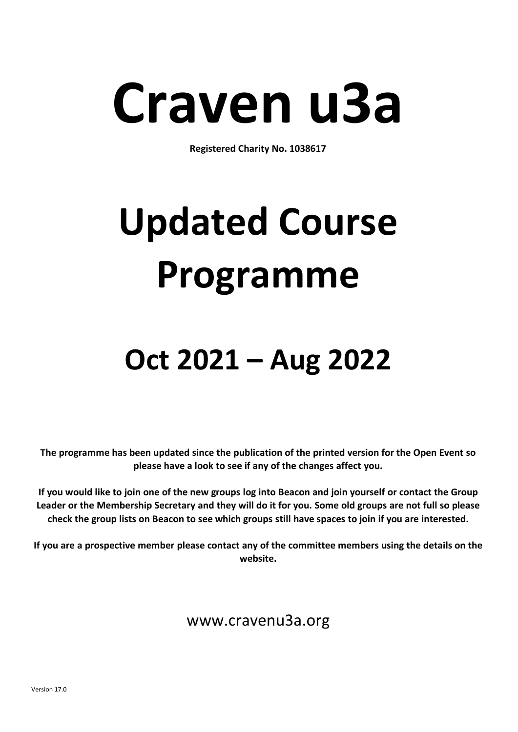# Craven u3a

**Registered Charity No. 1038617**

# Updated Course Programme

## Oct 2021 – Aug 2022

**The programme has been updated since the publication of the printed version for the Open Event so please have a look to see if any of the changes affect you.**

**If you would like to join one of the new groups log into Beacon and join yourself or contact the Group Leader or the Membership Secretary and they will do it for you. Some old groups are not full so please check the group lists on Beacon to see which groups still have spaces to join if you are interested.**

**If you are a prospective member please contact any of the committee members using the details on the website.**

www.cravenu3a.org

Version 17.0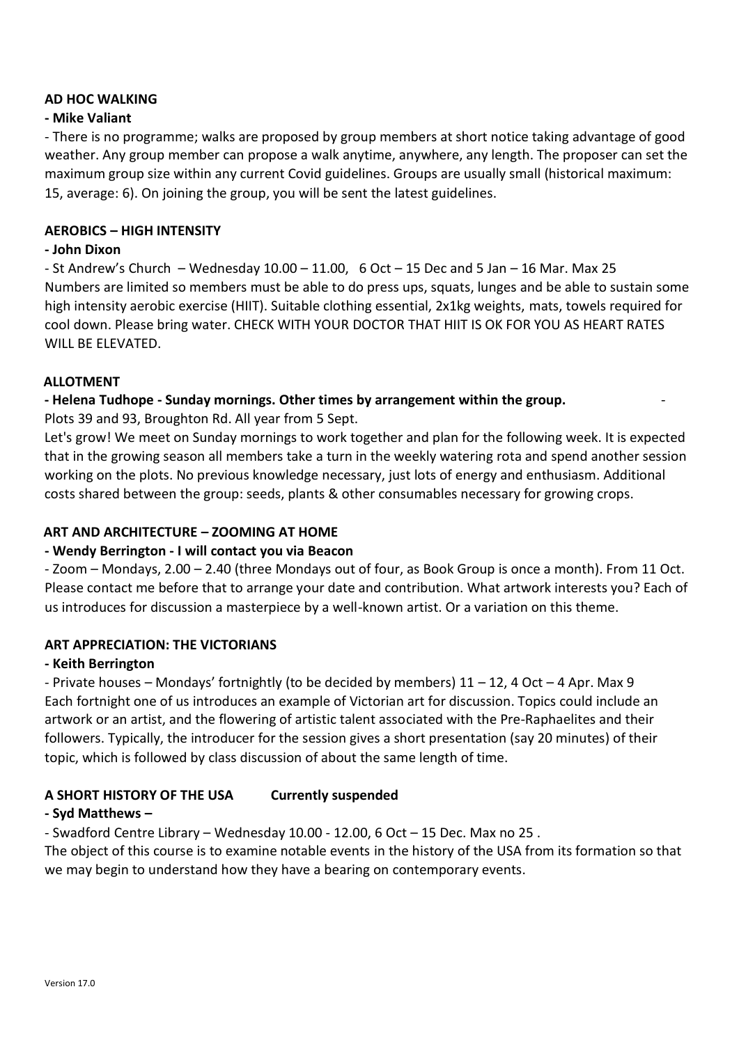**AD HOC WALKING**

**- Mike Valiant**

- There is no programme; walks are proposed by group members at short notice taking advantage of good weather. Any group member can propose a walk anytime, anywhere, any length. The proposer can set the maximum group size within any current Covid guidelines. Groups are usually small (historical maximum: 15, average: 6). On joining the group, you will be sent the latest guidelines.

**AEROBICS – HIGH INTENSITY**

**- John Dixon**

- St Andrew's Church – Wednesday 10.00 – 11.00, 6 Oct – 15 Dec and 5 Jan – 16 Mar. Max 25
Numbers are limited so members must be able to do press ups, squats, lunges and be able to sustain some high intensity aerobic exercise (HIIT). Suitable clothing essential, 2x1kg weights, mats, towels required for cool down. Please bring water. CHECK WITH YOUR DOCTOR THAT HIIT IS OK FOR YOU AS HEART RATES WILL BE ELEVATED.

**ALLOTMENT**

**- Helena Tudhope - Sunday mornings. Other times by arrangement within the group.** -
Plots 39 and 93, Broughton Rd. All year from 5 Sept.
Let's grow! We meet on Sunday mornings to work together and plan for the following week. It is expected that in the growing season all members take a turn in the weekly watering rota and spend another session working on the plots. No previous knowledge necessary, just lots of energy and enthusiasm. Additional costs shared between the group: seeds, plants & other consumables necessary for growing crops.

**ART AND ARCHITECTURE – ZOOMING AT HOME**

**- Wendy Berrington - I will contact you via Beacon**

- Zoom – Mondays, 2.00 – 2.40 (three Mondays out of four, as Book Group is once a month). From 11 Oct. Please contact me before that to arrange your date and contribution. What artwork interests you? Each of us introduces for discussion a masterpiece by a well-known artist. Or a variation on this theme.

**ART APPRECIATION: THE VICTORIANS**

**- Keith Berrington**

- Private houses – Mondays' fortnightly (to be decided by members) 11 – 12, 4 Oct – 4 Apr. Max 9
Each fortnight one of us introduces an example of Victorian art for discussion. Topics could include an artwork or an artist, and the flowering of artistic talent associated with the Pre-Raphaelites and their followers. Typically, the introducer for the session gives a short presentation (say 20 minutes) of their topic, which is followed by class discussion of about the same length of time.

**A SHORT HISTORY OF THE USA Currently suspended**

**- Syd Matthews –**

- Swadford Centre Library – Wednesday 10.00 - 12.00, 6 Oct – 15 Dec. Max no 25 .
The object of this course is to examine notable events in the history of the USA from its formation so that we may begin to understand how they have a bearing on contemporary events.

Version 17.0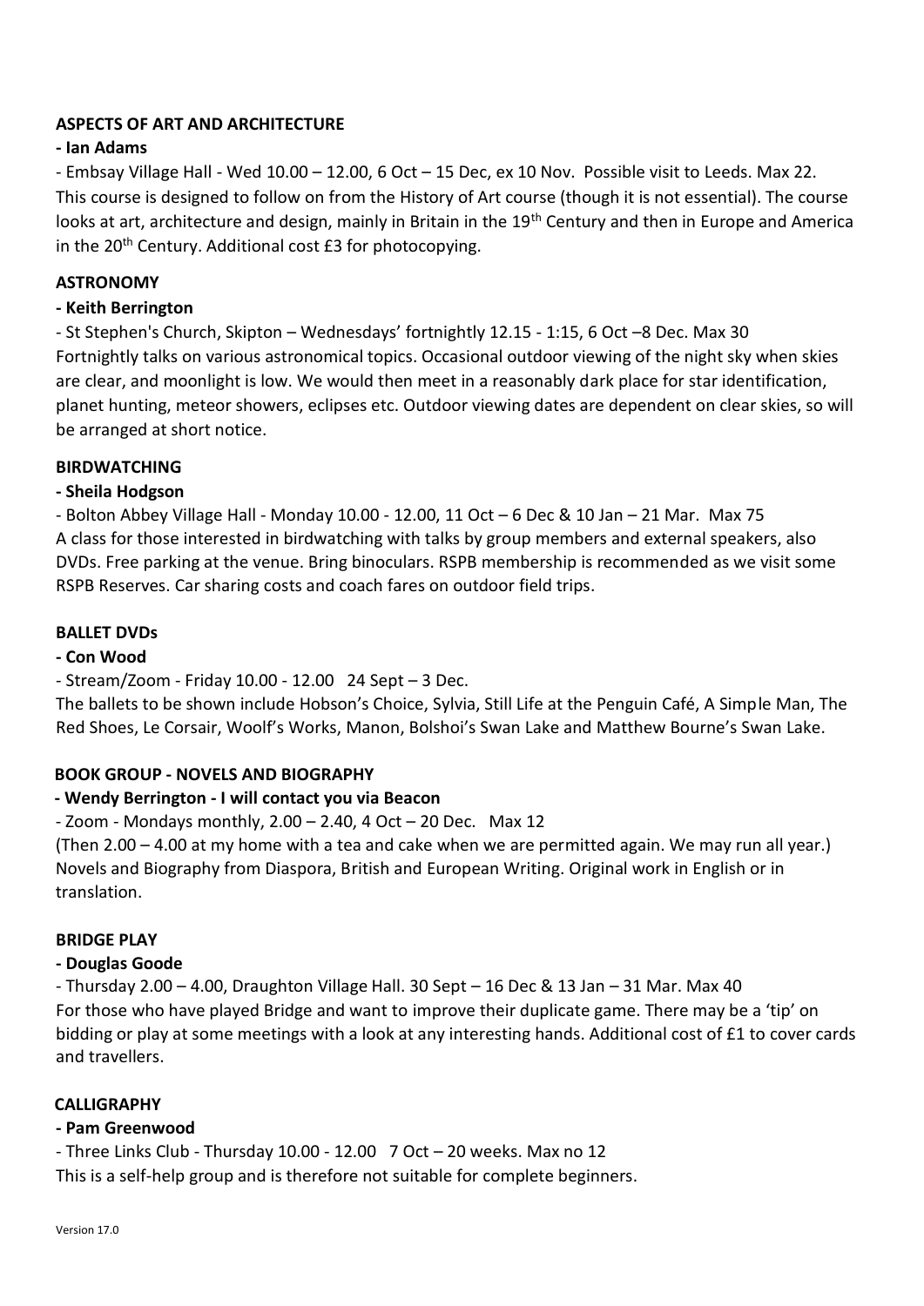**ASPECTS OF ART AND ARCHITECTURE**

**- Ian Adams**

- Embsay Village Hall - Wed 10.00 – 12.00, 6 Oct – 15 Dec, ex 10 Nov. Possible visit to Leeds. Max 22.

This course is designed to follow on from the History of Art course (though it is not essential). The course looks at art, architecture and design, mainly in Britain in the 19th Century and then in Europe and America in the 20th Century. Additional cost £3 for photocopying.

**ASTRONOMY**

**- Keith Berrington**

- St Stephen's Church, Skipton – Wednesdays' fortnightly 12.15 - 1:15, 6 Oct –8 Dec. Max 30

Fortnightly talks on various astronomical topics. Occasional outdoor viewing of the night sky when skies are clear, and moonlight is low. We would then meet in a reasonably dark place for star identification, planet hunting, meteor showers, eclipses etc. Outdoor viewing dates are dependent on clear skies, so will be arranged at short notice.

**BIRDWATCHING**

**- Sheila Hodgson**

- Bolton Abbey Village Hall - Monday 10.00 - 12.00, 11 Oct – 6 Dec & 10 Jan – 21 Mar. Max 75

A class for those interested in birdwatching with talks by group members and external speakers, also DVDs. Free parking at the venue. Bring binoculars. RSPB membership is recommended as we visit some RSPB Reserves. Car sharing costs and coach fares on outdoor field trips.

**BALLET DVDs**

**- Con Wood**

- Stream/Zoom - Friday 10.00 - 12.00 24 Sept – 3 Dec.

The ballets to be shown include Hobson's Choice, Sylvia, Still Life at the Penguin Café, A Simple Man, The Red Shoes, Le Corsair, Woolf's Works, Manon, Bolshoi's Swan Lake and Matthew Bourne's Swan Lake.

**BOOK GROUP - NOVELS AND BIOGRAPHY**

**- Wendy Berrington - I will contact you via Beacon**

- Zoom - Mondays monthly, 2.00 – 2.40, 4 Oct – 20 Dec. Max 12

(Then 2.00 – 4.00 at my home with a tea and cake when we are permitted again. We may run all year.)

Novels and Biography from Diaspora, British and European Writing. Original work in English or in translation.

**BRIDGE PLAY**

**- Douglas Goode**

- Thursday 2.00 – 4.00, Draughton Village Hall. 30 Sept – 16 Dec & 13 Jan – 31 Mar. Max 40

For those who have played Bridge and want to improve their duplicate game. There may be a 'tip' on bidding or play at some meetings with a look at any interesting hands. Additional cost of £1 to cover cards and travellers.

**CALLIGRAPHY**

**- Pam Greenwood**

- Three Links Club - Thursday 10.00 - 12.00 7 Oct – 20 weeks. Max no 12

This is a self-help group and is therefore not suitable for complete beginners.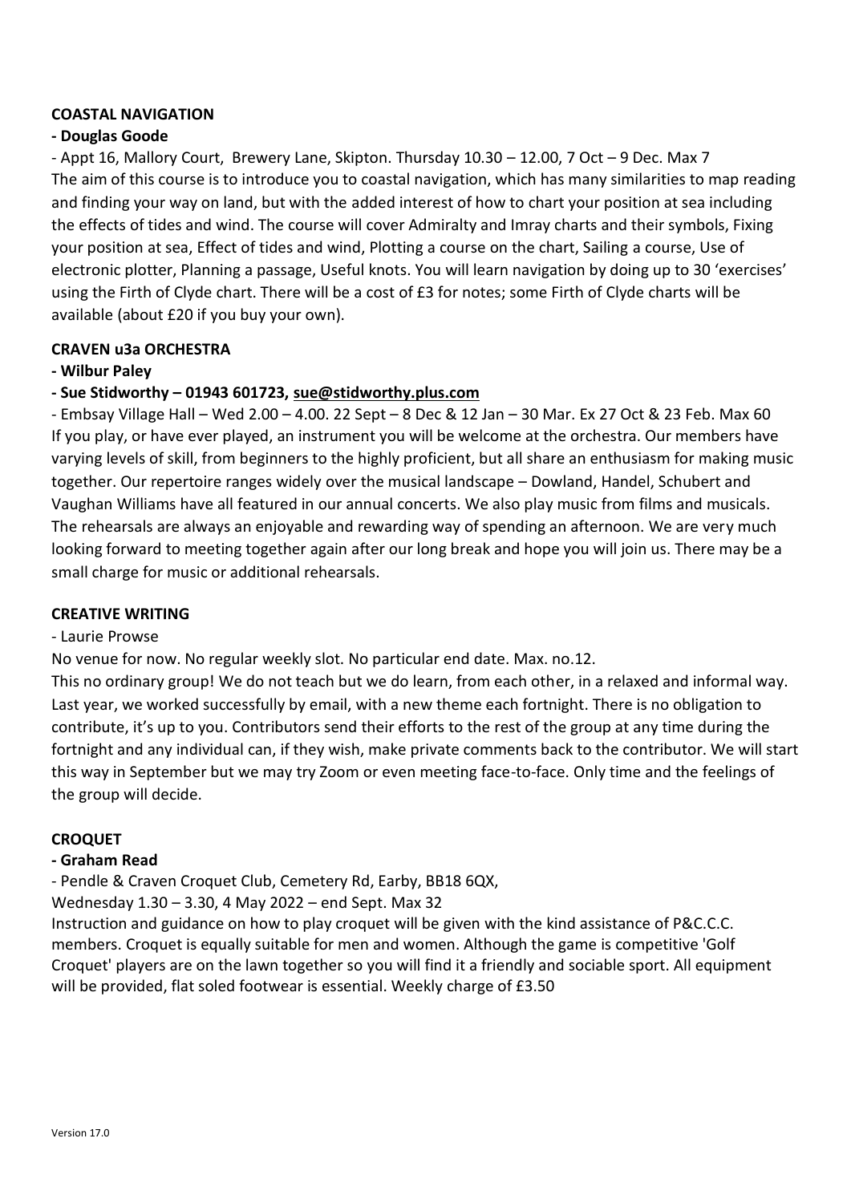**COASTAL NAVIGATION**

**- Douglas Goode**

- Appt 16, Mallory Court, Brewery Lane, Skipton. Thursday 10.30 – 12.00, 7 Oct – 9 Dec. Max 7

The aim of this course is to introduce you to coastal navigation, which has many similarities to map reading and finding your way on land, but with the added interest of how to chart your position at sea including the effects of tides and wind. The course will cover Admiralty and Imray charts and their symbols, Fixing your position at sea, Effect of tides and wind, Plotting a course on the chart, Sailing a course, Use of electronic plotter, Planning a passage, Useful knots. You will learn navigation by doing up to 30 'exercises' using the Firth of Clyde chart. There will be a cost of £3 for notes; some Firth of Clyde charts will be available (about £20 if you buy your own).

**CRAVEN u3a ORCHESTRA**

**- Wilbur Paley**

**- Sue Stidworthy – 01943 601723, sue@stidworthy.plus.com**

- Embsay Village Hall – Wed 2.00 – 4.00. 22 Sept – 8 Dec & 12 Jan – 30 Mar. Ex 27 Oct & 23 Feb. Max 60

If you play, or have ever played, an instrument you will be welcome at the orchestra. Our members have varying levels of skill, from beginners to the highly proficient, but all share an enthusiasm for making music together. Our repertoire ranges widely over the musical landscape – Dowland, Handel, Schubert and Vaughan Williams have all featured in our annual concerts. We also play music from films and musicals. The rehearsals are always an enjoyable and rewarding way of spending an afternoon. We are very much looking forward to meeting together again after our long break and hope you will join us. There may be a small charge for music or additional rehearsals.

**CREATIVE WRITING**

- Laurie Prowse

No venue for now. No regular weekly slot. No particular end date. Max. no.12.

This no ordinary group! We do not teach but we do learn, from each other, in a relaxed and informal way. Last year, we worked successfully by email, with a new theme each fortnight. There is no obligation to contribute, it's up to you. Contributors send their efforts to the rest of the group at any time during the fortnight and any individual can, if they wish, make private comments back to the contributor. We will start this way in September but we may try Zoom or even meeting face-to-face. Only time and the feelings of the group will decide.

**CROQUET**

**- Graham Read**

- Pendle & Craven Croquet Club, Cemetery Rd, Earby, BB18 6QX,

Wednesday 1.30 – 3.30, 4 May 2022 – end Sept. Max 32

Instruction and guidance on how to play croquet will be given with the kind assistance of P&C.C.C. members. Croquet is equally suitable for men and women. Although the game is competitive 'Golf Croquet' players are on the lawn together so you will find it a friendly and sociable sport. All equipment will be provided, flat soled footwear is essential. Weekly charge of £3.50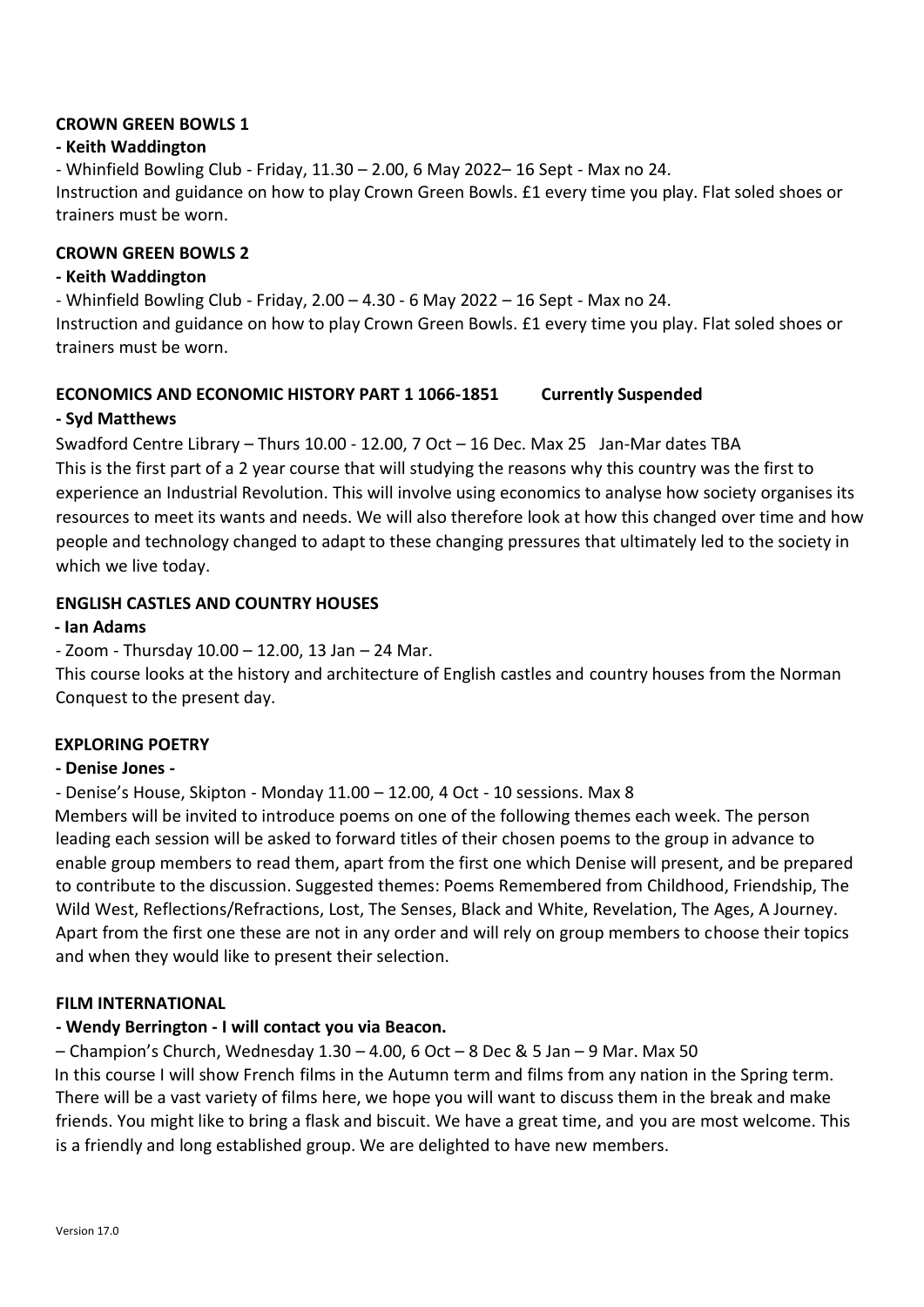**CROWN GREEN BOWLS 1**

**- Keith Waddington**

- Whinfield Bowling Club - Friday, 11.30 – 2.00, 6 May 2022– 16 Sept - Max no 24.
Instruction and guidance on how to play Crown Green Bowls. £1 every time you play. Flat soled shoes or trainers must be worn.

**CROWN GREEN BOWLS 2**

**- Keith Waddington**

- Whinfield Bowling Club - Friday, 2.00 – 4.30 - 6 May 2022 – 16 Sept - Max no 24.
Instruction and guidance on how to play Crown Green Bowls. £1 every time you play. Flat soled shoes or trainers must be worn.

**ECONOMICS AND ECONOMIC HISTORY PART 1 1066-1851 Currently Suspended**

**- Syd Matthews**

Swadford Centre Library – Thurs 10.00 - 12.00, 7 Oct – 16 Dec. Max 25 Jan-Mar dates TBA
This is the first part of a 2 year course that will studying the reasons why this country was the first to experience an Industrial Revolution. This will involve using economics to analyse how society organises its resources to meet its wants and needs. We will also therefore look at how this changed over time and how people and technology changed to adapt to these changing pressures that ultimately led to the society in which we live today.

**ENGLISH CASTLES AND COUNTRY HOUSES**

**- Ian Adams**

- Zoom - Thursday 10.00 – 12.00, 13 Jan – 24 Mar.
This course looks at the history and architecture of English castles and country houses from the Norman Conquest to the present day.

**EXPLORING POETRY**

**- Denise Jones -**

- Denise's House, Skipton - Monday 11.00 – 12.00, 4 Oct - 10 sessions. Max 8
Members will be invited to introduce poems on one of the following themes each week. The person leading each session will be asked to forward titles of their chosen poems to the group in advance to enable group members to read them, apart from the first one which Denise will present, and be prepared to contribute to the discussion. Suggested themes: Poems Remembered from Childhood, Friendship, The Wild West, Reflections/Refractions, Lost, The Senses, Black and White, Revelation, The Ages, A Journey. Apart from the first one these are not in any order and will rely on group members to choose their topics and when they would like to present their selection.

**FILM INTERNATIONAL**

**- Wendy Berrington - I will contact you via Beacon.**

– Champion's Church, Wednesday 1.30 – 4.00, 6 Oct – 8 Dec & 5 Jan – 9 Mar. Max 50
In this course I will show French films in the Autumn term and films from any nation in the Spring term. There will be a vast variety of films here, we hope you will want to discuss them in the break and make friends. You might like to bring a flask and biscuit. We have a great time, and you are most welcome. This is a friendly and long established group. We are delighted to have new members.

Version 17.0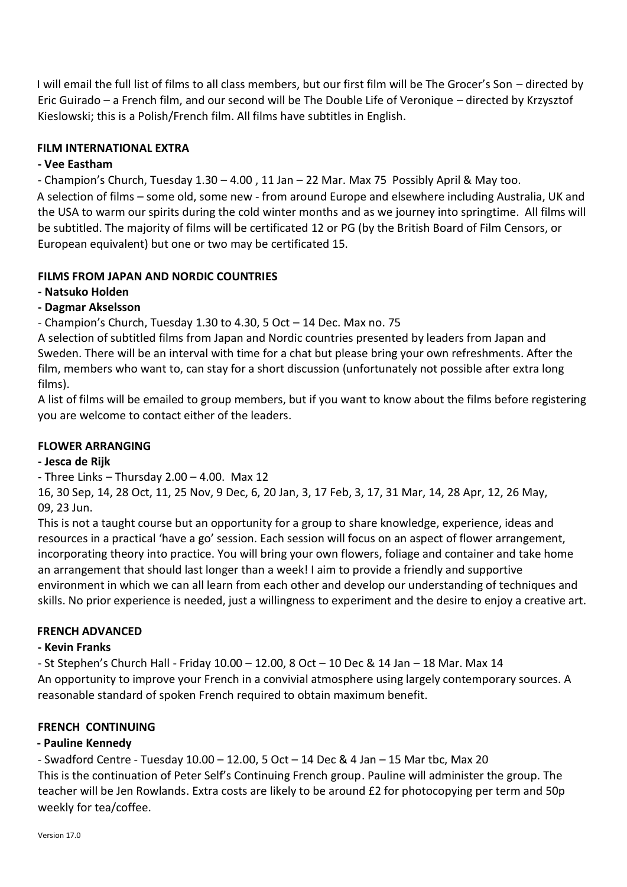I will email the full list of films to all class members, but our first film will be The Grocer's Son – directed by Eric Guirado – a French film, and our second will be The Double Life of Veronique – directed by Krzysztof Kieslowski; this is a Polish/French film. All films have subtitles in English.

### FILM INTERNATIONAL EXTRA

**- Vee Eastham**

- Champion's Church, Tuesday 1.30 – 4.00 , 11 Jan – 22 Mar. Max 75 Possibly April & May too.

A selection of films – some old, some new - from around Europe and elsewhere including Australia, UK and the USA to warm our spirits during the cold winter months and as we journey into springtime. All films will be subtitled. The majority of films will be certificated 12 or PG (by the British Board of Film Censors, or European equivalent) but one or two may be certificated 15.

### FILMS FROM JAPAN AND NORDIC COUNTRIES

**- Natsuko Holden**

**- Dagmar Akselsson**

- Champion's Church, Tuesday 1.30 to 4.30, 5 Oct – 14 Dec. Max no. 75

A selection of subtitled films from Japan and Nordic countries presented by leaders from Japan and Sweden. There will be an interval with time for a chat but please bring your own refreshments. After the film, members who want to, can stay for a short discussion (unfortunately not possible after extra long films).

A list of films will be emailed to group members, but if you want to know about the films before registering you are welcome to contact either of the leaders.

### FLOWER ARRANGING

**- Jesca de Rijk**

- Three Links – Thursday 2.00 – 4.00. Max 12

16, 30 Sep, 14, 28 Oct, 11, 25 Nov, 9 Dec, 6, 20 Jan, 3, 17 Feb, 3, 17, 31 Mar, 14, 28 Apr, 12, 26 May, 09, 23 Jun.

This is not a taught course but an opportunity for a group to share knowledge, experience, ideas and resources in a practical 'have a go' session. Each session will focus on an aspect of flower arrangement, incorporating theory into practice. You will bring your own flowers, foliage and container and take home an arrangement that should last longer than a week! I aim to provide a friendly and supportive environment in which we can all learn from each other and develop our understanding of techniques and skills. No prior experience is needed, just a willingness to experiment and the desire to enjoy a creative art.

### FRENCH ADVANCED

**- Kevin Franks**

- St Stephen's Church Hall - Friday 10.00 – 12.00, 8 Oct – 10 Dec & 14 Jan – 18 Mar. Max 14

An opportunity to improve your French in a convivial atmosphere using largely contemporary sources. A reasonable standard of spoken French required to obtain maximum benefit.

### FRENCH CONTINUING

**- Pauline Kennedy**

- Swadford Centre - Tuesday 10.00 – 12.00, 5 Oct – 14 Dec & 4 Jan – 15 Mar tbc, Max 20

This is the continuation of Peter Self's Continuing French group. Pauline will administer the group. The teacher will be Jen Rowlands. Extra costs are likely to be around £2 for photocopying per term and 50p weekly for tea/coffee.

Version 17.0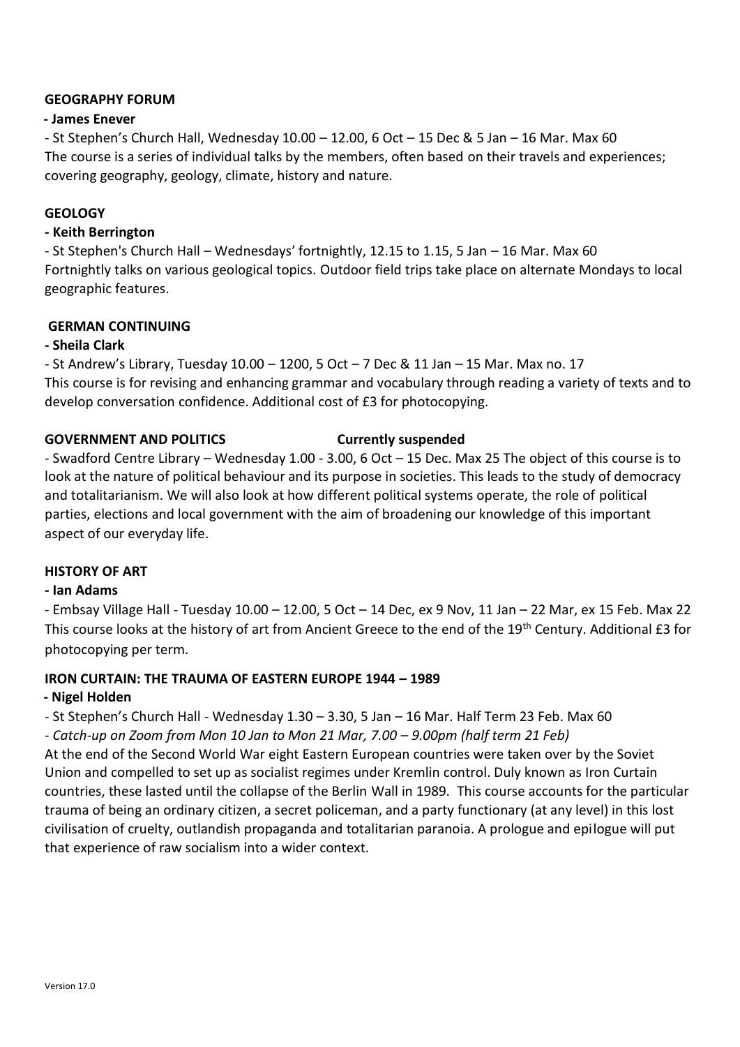**GEOGRAPHY FORUM**

**- James Enever**

- St Stephen's Church Hall, Wednesday 10.00 – 12.00, 6 Oct – 15 Dec & 5 Jan – 16 Mar. Max 60

The course is a series of individual talks by the members, often based on their travels and experiences; covering geography, geology, climate, history and nature.

**GEOLOGY**

**- Keith Berrington**

- St Stephen's Church Hall – Wednesdays' fortnightly, 12.15 to 1.15, 5 Jan – 16 Mar. Max 60

Fortnightly talks on various geological topics. Outdoor field trips take place on alternate Mondays to local geographic features.

**GERMAN CONTINUING**

**- Sheila Clark**

- St Andrew's Library, Tuesday 10.00 – 1200, 5 Oct – 7 Dec & 11 Jan – 15 Mar. Max no. 17

This course is for revising and enhancing grammar and vocabulary through reading a variety of texts and to develop conversation confidence. Additional cost of £3 for photocopying.

**GOVERNMENT AND POLITICS** **Currently suspended**

- Swadford Centre Library – Wednesday 1.00 - 3.00, 6 Oct – 15 Dec. Max 25 The object of this course is to look at the nature of political behaviour and its purpose in societies. This leads to the study of democracy and totalitarianism. We will also look at how different political systems operate, the role of political parties, elections and local government with the aim of broadening our knowledge of this important aspect of our everyday life.

**HISTORY OF ART**

**- Ian Adams**

- Embsay Village Hall - Tuesday 10.00 – 12.00, 5 Oct – 14 Dec, ex 9 Nov, 11 Jan – 22 Mar, ex 15 Feb. Max 22

This course looks at the history of art from Ancient Greece to the end of the 19th Century. Additional £3 for photocopying per term.

**IRON CURTAIN: THE TRAUMA OF EASTERN EUROPE 1944 – 1989**

**- Nigel Holden**

- St Stephen's Church Hall - Wednesday 1.30 – 3.30, 5 Jan – 16 Mar. Half Term 23 Feb. Max 60

*- Catch-up on Zoom from Mon 10 Jan to Mon 21 Mar, 7.00 – 9.00pm (half term 21 Feb)*

At the end of the Second World War eight Eastern European countries were taken over by the Soviet Union and compelled to set up as socialist regimes under Kremlin control. Duly known as Iron Curtain countries, these lasted until the collapse of the Berlin Wall in 1989. This course accounts for the particular trauma of being an ordinary citizen, a secret policeman, and a party functionary (at any level) in this lost civilisation of cruelty, outlandish propaganda and totalitarian paranoia. A prologue and epilogue will put that experience of raw socialism into a wider context.

Version 17.0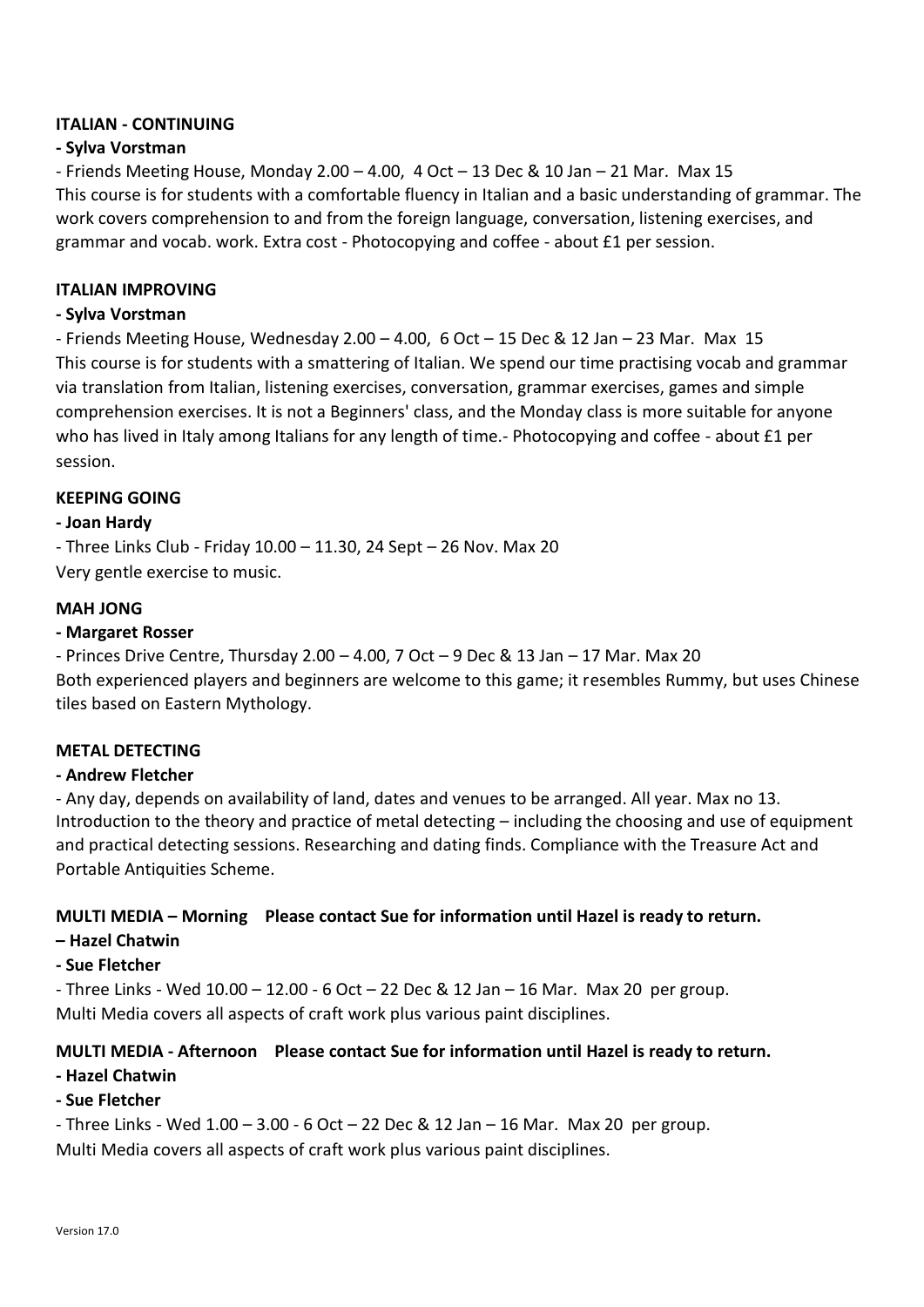### ITALIAN - CONTINUING

**- Sylva Vorstman**

- Friends Meeting House, Monday 2.00 – 4.00, 4 Oct – 13 Dec & 10 Jan – 21 Mar. Max 15

This course is for students with a comfortable fluency in Italian and a basic understanding of grammar. The work covers comprehension to and from the foreign language, conversation, listening exercises, and grammar and vocab. work. Extra cost - Photocopying and coffee - about £1 per session.

### ITALIAN IMPROVING

**- Sylva Vorstman**

- Friends Meeting House, Wednesday 2.00 – 4.00, 6 Oct – 15 Dec & 12 Jan – 23 Mar. Max 15

This course is for students with a smattering of Italian. We spend our time practising vocab and grammar via translation from Italian, listening exercises, conversation, grammar exercises, games and simple comprehension exercises. It is not a Beginners' class, and the Monday class is more suitable for anyone who has lived in Italy among Italians for any length of time.- Photocopying and coffee - about £1 per session.

### KEEPING GOING

**- Joan Hardy**

- Three Links Club - Friday 10.00 – 11.30, 24 Sept – 26 Nov. Max 20

Very gentle exercise to music.

### MAH JONG

**- Margaret Rosser**

- Princes Drive Centre, Thursday 2.00 – 4.00, 7 Oct – 9 Dec & 13 Jan – 17 Mar. Max 20

Both experienced players and beginners are welcome to this game; it resembles Rummy, but uses Chinese tiles based on Eastern Mythology.

### METAL DETECTING

**- Andrew Fletcher**

- Any day, depends on availability of land, dates and venues to be arranged. All year. Max no 13.

Introduction to the theory and practice of metal detecting – including the choosing and use of equipment and practical detecting sessions. Researching and dating finds. Compliance with the Treasure Act and Portable Antiquities Scheme.

### MULTI MEDIA – Morning Please contact Sue for information until Hazel is ready to return.

**– Hazel Chatwin**

**- Sue Fletcher**

- Three Links - Wed 10.00 – 12.00 - 6 Oct – 22 Dec & 12 Jan – 16 Mar. Max 20 per group.

Multi Media covers all aspects of craft work plus various paint disciplines.

### MULTI MEDIA - Afternoon Please contact Sue for information until Hazel is ready to return.

**- Hazel Chatwin**

**- Sue Fletcher**

- Three Links - Wed 1.00 – 3.00 - 6 Oct – 22 Dec & 12 Jan – 16 Mar. Max 20 per group.

Multi Media covers all aspects of craft work plus various paint disciplines.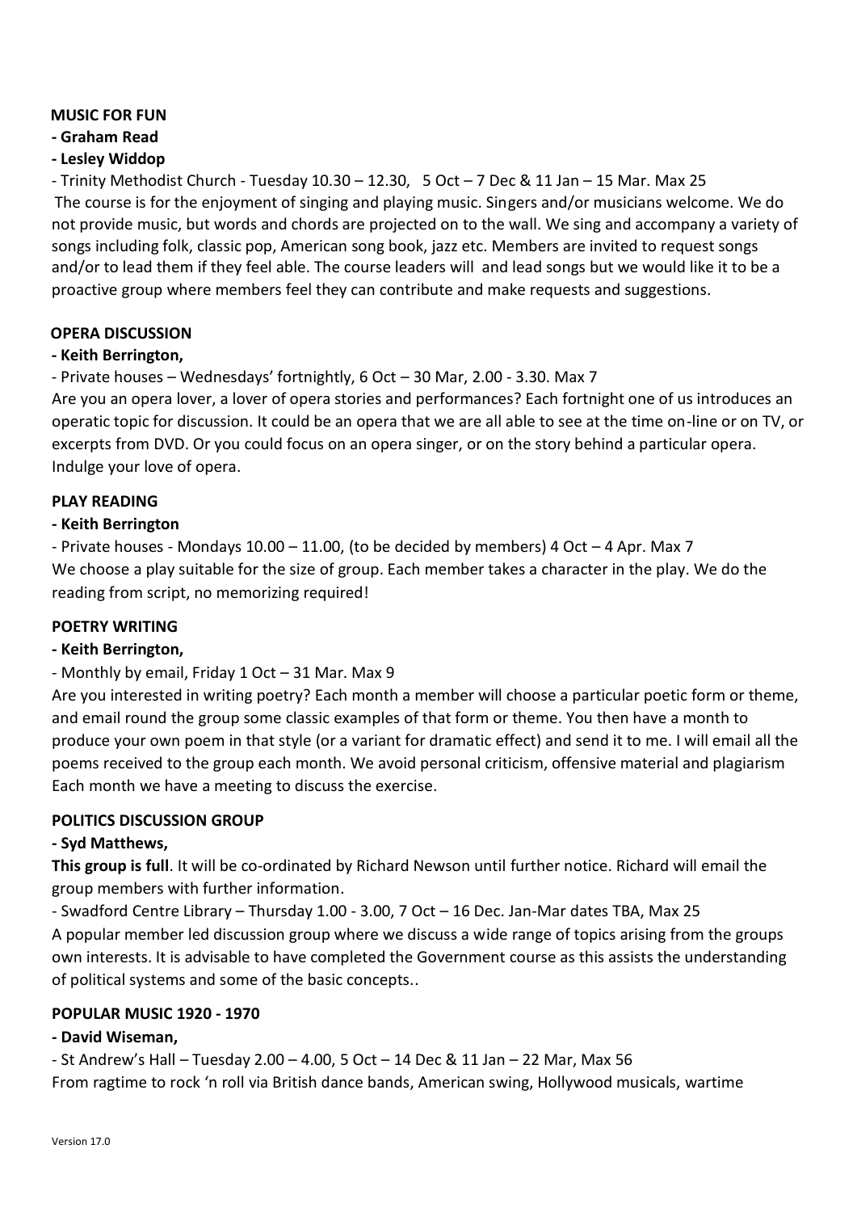**MUSIC FOR FUN**

**- Graham Read**

**- Lesley Widdop**

- Trinity Methodist Church - Tuesday 10.30 – 12.30, 5 Oct – 7 Dec & 11 Jan – 15 Mar. Max 25

The course is for the enjoyment of singing and playing music. Singers and/or musicians welcome. We do not provide music, but words and chords are projected on to the wall. We sing and accompany a variety of songs including folk, classic pop, American song book, jazz etc. Members are invited to request songs and/or to lead them if they feel able. The course leaders will and lead songs but we would like it to be a proactive group where members feel they can contribute and make requests and suggestions.

**OPERA DISCUSSION**

**- Keith Berrington,**

- Private houses – Wednesdays' fortnightly, 6 Oct – 30 Mar, 2.00 - 3.30. Max 7

Are you an opera lover, a lover of opera stories and performances? Each fortnight one of us introduces an operatic topic for discussion. It could be an opera that we are all able to see at the time on-line or on TV, or excerpts from DVD. Or you could focus on an opera singer, or on the story behind a particular opera. Indulge your love of opera.

**PLAY READING**

**- Keith Berrington**

- Private houses - Mondays 10.00 – 11.00, (to be decided by members) 4 Oct – 4 Apr. Max 7

We choose a play suitable for the size of group. Each member takes a character in the play. We do the reading from script, no memorizing required!

**POETRY WRITING**

**- Keith Berrington,**

- Monthly by email, Friday 1 Oct – 31 Mar. Max 9

Are you interested in writing poetry? Each month a member will choose a particular poetic form or theme, and email round the group some classic examples of that form or theme. You then have a month to produce your own poem in that style (or a variant for dramatic effect) and send it to me. I will email all the poems received to the group each month. We avoid personal criticism, offensive material and plagiarism Each month we have a meeting to discuss the exercise.

**POLITICS DISCUSSION GROUP**

**- Syd Matthews,**

**This group is full**. It will be co-ordinated by Richard Newson until further notice. Richard will email the group members with further information.

- Swadford Centre Library – Thursday 1.00 - 3.00, 7 Oct – 16 Dec. Jan-Mar dates TBA, Max 25

A popular member led discussion group where we discuss a wide range of topics arising from the groups own interests. It is advisable to have completed the Government course as this assists the understanding of political systems and some of the basic concepts..

**POPULAR MUSIC 1920 - 1970**

**- David Wiseman,**

- St Andrew's Hall – Tuesday 2.00 – 4.00, 5 Oct – 14 Dec & 11 Jan – 22 Mar, Max 56

From ragtime to rock 'n roll via British dance bands, American swing, Hollywood musicals, wartime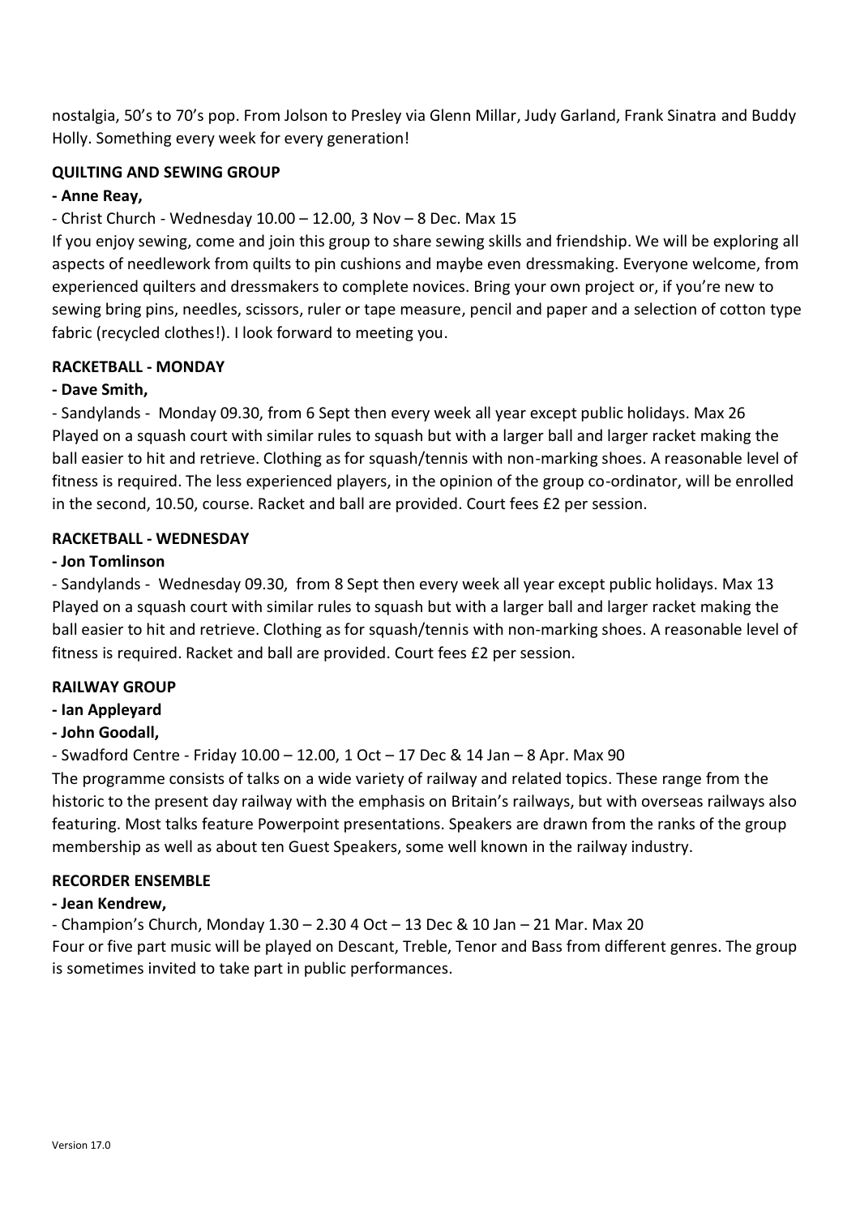nostalgia, 50's to 70's pop. From Jolson to Presley via Glenn Millar, Judy Garland, Frank Sinatra and Buddy Holly. Something every week for every generation!

**QUILTING AND SEWING GROUP**

**- Anne Reay,**

- Christ Church - Wednesday 10.00 – 12.00, 3 Nov – 8 Dec. Max 15

If you enjoy sewing, come and join this group to share sewing skills and friendship. We will be exploring all aspects of needlework from quilts to pin cushions and maybe even dressmaking. Everyone welcome, from experienced quilters and dressmakers to complete novices. Bring your own project or, if you're new to sewing bring pins, needles, scissors, ruler or tape measure, pencil and paper and a selection of cotton type fabric (recycled clothes!). I look forward to meeting you.

**RACKETBALL - MONDAY**

**- Dave Smith,**

- Sandylands - Monday 09.30, from 6 Sept then every week all year except public holidays. Max 26

Played on a squash court with similar rules to squash but with a larger ball and larger racket making the ball easier to hit and retrieve. Clothing as for squash/tennis with non-marking shoes. A reasonable level of fitness is required. The less experienced players, in the opinion of the group co-ordinator, will be enrolled in the second, 10.50, course. Racket and ball are provided. Court fees £2 per session.

**RACKETBALL - WEDNESDAY**

**- Jon Tomlinson**

- Sandylands - Wednesday 09.30, from 8 Sept then every week all year except public holidays. Max 13

Played on a squash court with similar rules to squash but with a larger ball and larger racket making the ball easier to hit and retrieve. Clothing as for squash/tennis with non-marking shoes. A reasonable level of fitness is required. Racket and ball are provided. Court fees £2 per session.

**RAILWAY GROUP**

**- Ian Appleyard**

**- John Goodall,**

- Swadford Centre - Friday 10.00 – 12.00, 1 Oct – 17 Dec & 14 Jan – 8 Apr. Max 90

The programme consists of talks on a wide variety of railway and related topics. These range from the historic to the present day railway with the emphasis on Britain's railways, but with overseas railways also featuring. Most talks feature Powerpoint presentations. Speakers are drawn from the ranks of the group membership as well as about ten Guest Speakers, some well known in the railway industry.

**RECORDER ENSEMBLE**

**- Jean Kendrew,**

- Champion's Church, Monday 1.30 – 2.30 4 Oct – 13 Dec & 10 Jan – 21 Mar. Max 20

Four or five part music will be played on Descant, Treble, Tenor and Bass from different genres. The group is sometimes invited to take part in public performances.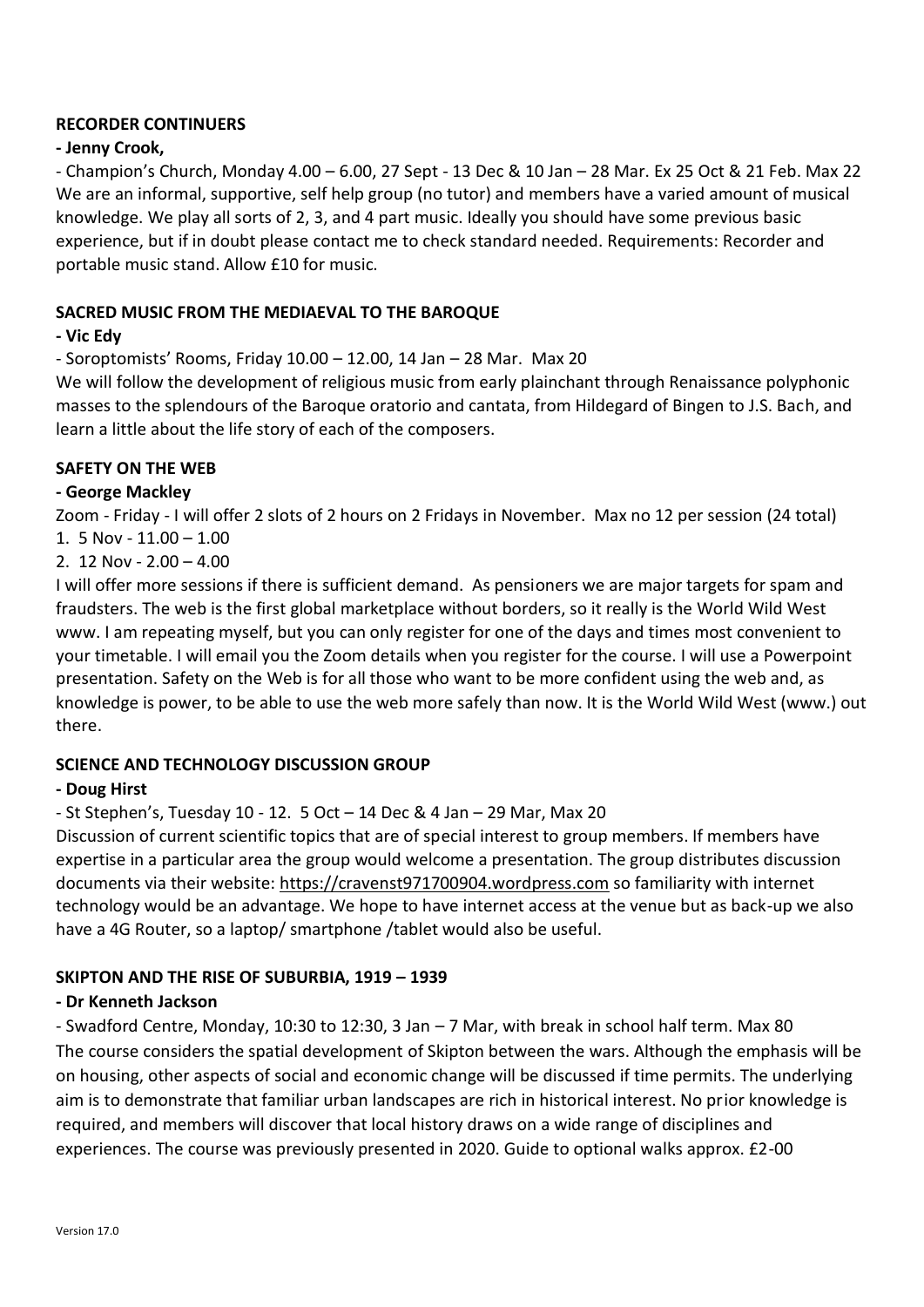**RECORDER CONTINUERS**

**- Jenny Crook,**

- Champion's Church, Monday 4.00 – 6.00, 27 Sept - 13 Dec & 10 Jan – 28 Mar. Ex 25 Oct & 21 Feb. Max 22

We are an informal, supportive, self help group (no tutor) and members have a varied amount of musical knowledge. We play all sorts of 2, 3, and 4 part music. Ideally you should have some previous basic experience, but if in doubt please contact me to check standard needed. Requirements: Recorder and portable music stand. Allow £10 for music.

**SACRED MUSIC FROM THE MEDIAEVAL TO THE BAROQUE**

**- Vic Edy**

- Soroptomists' Rooms, Friday 10.00 – 12.00, 14 Jan – 28 Mar. Max 20

We will follow the development of religious music from early plainchant through Renaissance polyphonic masses to the splendours of the Baroque oratorio and cantata, from Hildegard of Bingen to J.S. Bach, and learn a little about the life story of each of the composers.

**SAFETY ON THE WEB**

**- George Mackley**

Zoom - Friday - I will offer 2 slots of 2 hours on 2 Fridays in November. Max no 12 per session (24 total)

1. 5 Nov - 11.00 – 1.00
2. 12 Nov - 2.00 – 4.00

I will offer more sessions if there is sufficient demand. As pensioners we are major targets for spam and fraudsters. The web is the first global marketplace without borders, so it really is the World Wild West www. I am repeating myself, but you can only register for one of the days and times most convenient to your timetable. I will email you the Zoom details when you register for the course. I will use a Powerpoint presentation. Safety on the Web is for all those who want to be more confident using the web and, as knowledge is power, to be able to use the web more safely than now. It is the World Wild West (www.) out there.

**SCIENCE AND TECHNOLOGY DISCUSSION GROUP**

**- Doug Hirst**

- St Stephen's, Tuesday 10 - 12. 5 Oct – 14 Dec & 4 Jan – 29 Mar, Max 20

Discussion of current scientific topics that are of special interest to group members. If members have expertise in a particular area the group would welcome a presentation. The group distributes discussion documents via their website: https://cravenst971700904.wordpress.com so familiarity with internet technology would be an advantage. We hope to have internet access at the venue but as back-up we also have a 4G Router, so a laptop/ smartphone /tablet would also be useful.

**SKIPTON AND THE RISE OF SUBURBIA, 1919 – 1939**

**- Dr Kenneth Jackson**

- Swadford Centre, Monday, 10:30 to 12:30, 3 Jan – 7 Mar, with break in school half term. Max 80

The course considers the spatial development of Skipton between the wars. Although the emphasis will be on housing, other aspects of social and economic change will be discussed if time permits. The underlying aim is to demonstrate that familiar urban landscapes are rich in historical interest. No prior knowledge is required, and members will discover that local history draws on a wide range of disciplines and experiences. The course was previously presented in 2020. Guide to optional walks approx. £2-00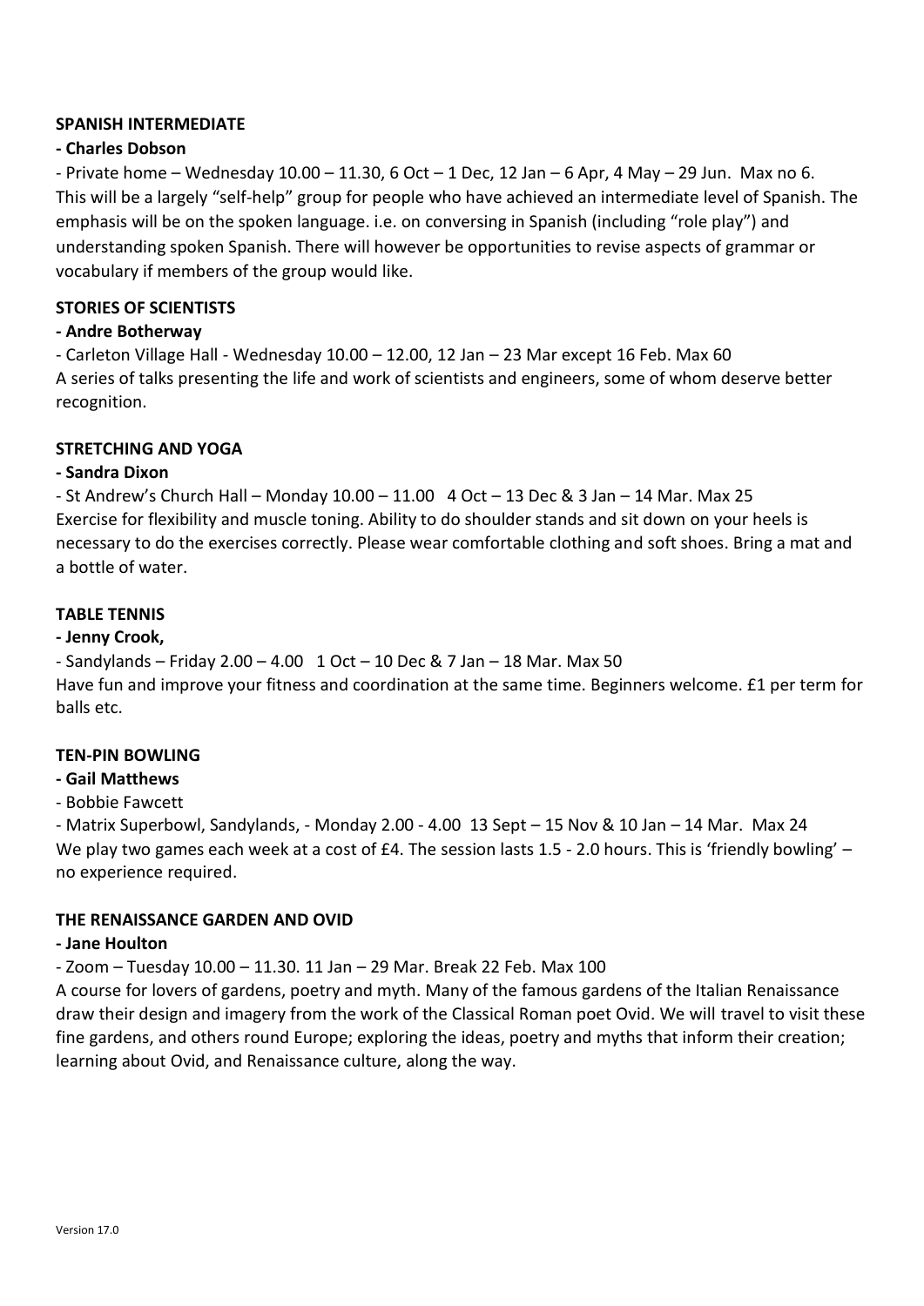**SPANISH INTERMEDIATE**

**- Charles Dobson**

- Private home – Wednesday 10.00 – 11.30, 6 Oct – 1 Dec, 12 Jan – 6 Apr, 4 May – 29 Jun. Max no 6.

This will be a largely "self-help" group for people who have achieved an intermediate level of Spanish. The emphasis will be on the spoken language. i.e. on conversing in Spanish (including "role play") and understanding spoken Spanish. There will however be opportunities to revise aspects of grammar or vocabulary if members of the group would like.

**STORIES OF SCIENTISTS**

**- Andre Botherway**

- Carleton Village Hall - Wednesday 10.00 – 12.00, 12 Jan – 23 Mar except 16 Feb. Max 60

A series of talks presenting the life and work of scientists and engineers, some of whom deserve better recognition.

**STRETCHING AND YOGA**

**- Sandra Dixon**

- St Andrew's Church Hall – Monday 10.00 – 11.00 4 Oct – 13 Dec & 3 Jan – 14 Mar. Max 25

Exercise for flexibility and muscle toning. Ability to do shoulder stands and sit down on your heels is necessary to do the exercises correctly. Please wear comfortable clothing and soft shoes. Bring a mat and a bottle of water.

**TABLE TENNIS**

**- Jenny Crook,**

- Sandylands – Friday 2.00 – 4.00 1 Oct – 10 Dec & 7 Jan – 18 Mar. Max 50

Have fun and improve your fitness and coordination at the same time. Beginners welcome. £1 per term for balls etc.

**TEN-PIN BOWLING**

**- Gail Matthews**

- Bobbie Fawcett

- Matrix Superbowl, Sandylands, - Monday 2.00 - 4.00 13 Sept – 15 Nov & 10 Jan – 14 Mar. Max 24

We play two games each week at a cost of £4. The session lasts 1.5 - 2.0 hours. This is 'friendly bowling' – no experience required.

**THE RENAISSANCE GARDEN AND OVID**

**- Jane Houlton**

- Zoom – Tuesday 10.00 – 11.30. 11 Jan – 29 Mar. Break 22 Feb. Max 100

A course for lovers of gardens, poetry and myth. Many of the famous gardens of the Italian Renaissance draw their design and imagery from the work of the Classical Roman poet Ovid. We will travel to visit these fine gardens, and others round Europe; exploring the ideas, poetry and myths that inform their creation; learning about Ovid, and Renaissance culture, along the way.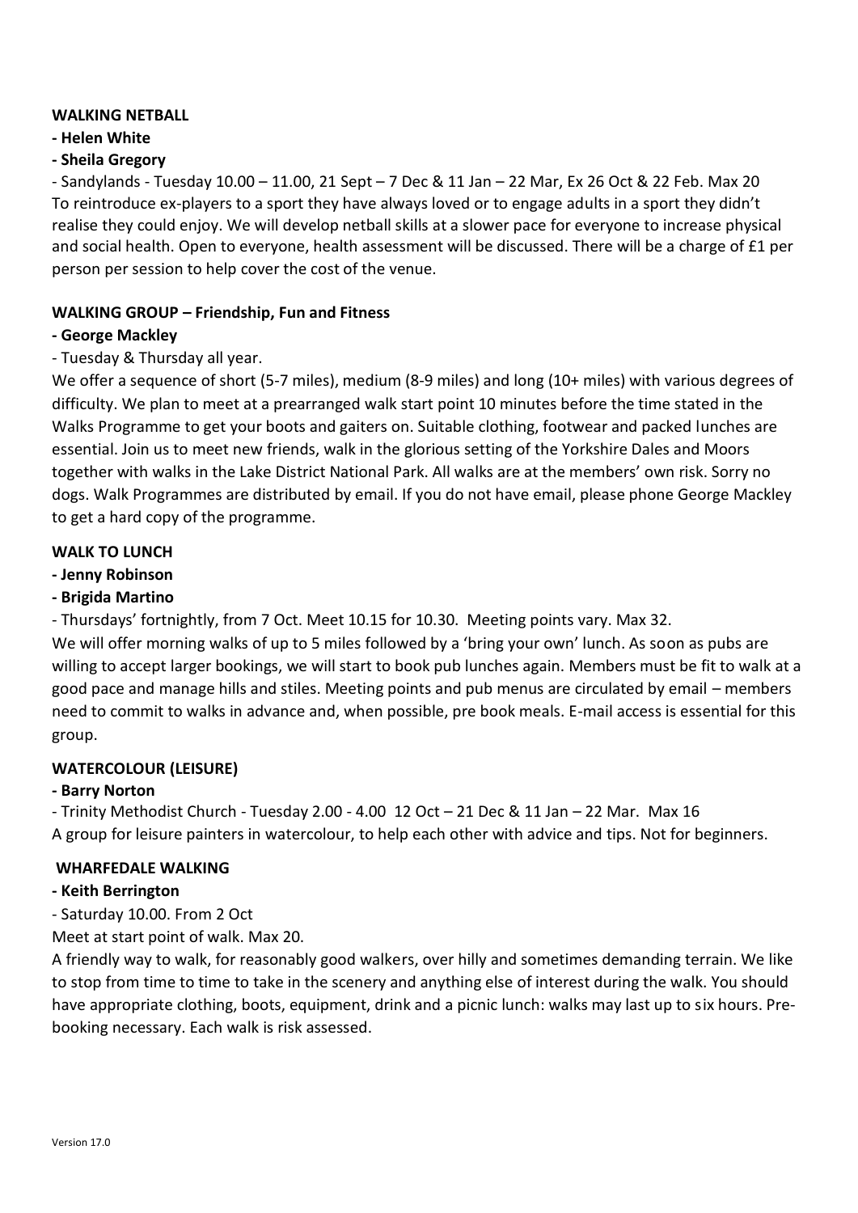**WALKING NETBALL**

**- Helen White**

**- Sheila Gregory**

- Sandylands - Tuesday 10.00 – 11.00, 21 Sept – 7 Dec & 11 Jan – 22 Mar, Ex 26 Oct & 22 Feb. Max 20

To reintroduce ex-players to a sport they have always loved or to engage adults in a sport they didn't realise they could enjoy. We will develop netball skills at a slower pace for everyone to increase physical and social health. Open to everyone, health assessment will be discussed. There will be a charge of £1 per person per session to help cover the cost of the venue.

**WALKING GROUP – Friendship, Fun and Fitness**

**- George Mackley**

- Tuesday & Thursday all year.

We offer a sequence of short (5-7 miles), medium (8-9 miles) and long (10+ miles) with various degrees of difficulty. We plan to meet at a prearranged walk start point 10 minutes before the time stated in the Walks Programme to get your boots and gaiters on. Suitable clothing, footwear and packed lunches are essential. Join us to meet new friends, walk in the glorious setting of the Yorkshire Dales and Moors together with walks in the Lake District National Park. All walks are at the members' own risk. Sorry no dogs. Walk Programmes are distributed by email. If you do not have email, please phone George Mackley to get a hard copy of the programme.

**WALK TO LUNCH**

**- Jenny Robinson**

**- Brigida Martino**

- Thursdays' fortnightly, from 7 Oct. Meet 10.15 for 10.30. Meeting points vary. Max 32.

We will offer morning walks of up to 5 miles followed by a 'bring your own' lunch. As soon as pubs are willing to accept larger bookings, we will start to book pub lunches again. Members must be fit to walk at a good pace and manage hills and stiles. Meeting points and pub menus are circulated by email – members need to commit to walks in advance and, when possible, pre book meals. E-mail access is essential for this group.

**WATERCOLOUR (LEISURE)**

**- Barry Norton**

- Trinity Methodist Church - Tuesday 2.00 - 4.00 12 Oct – 21 Dec & 11 Jan – 22 Mar. Max 16

A group for leisure painters in watercolour, to help each other with advice and tips. Not for beginners.

**WHARFEDALE WALKING**

**- Keith Berrington**

- Saturday 10.00. From 2 Oct

Meet at start point of walk. Max 20.

A friendly way to walk, for reasonably good walkers, over hilly and sometimes demanding terrain. We like to stop from time to time to take in the scenery and anything else of interest during the walk. You should have appropriate clothing, boots, equipment, drink and a picnic lunch: walks may last up to six hours. Pre-booking necessary. Each walk is risk assessed.

Version 17.0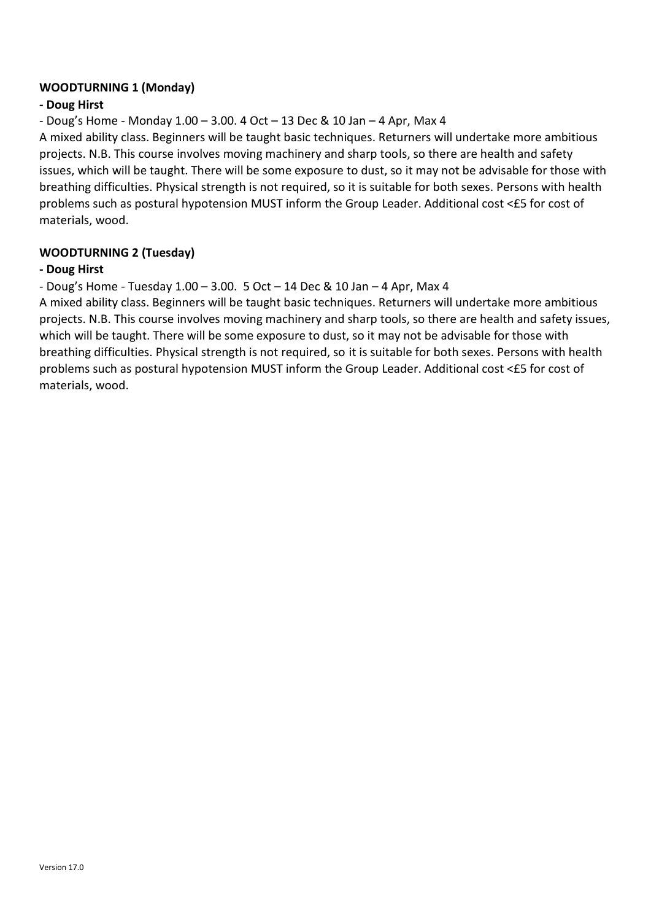**WOODTURNING 1 (Monday)**

**- Doug Hirst**

- Doug's Home - Monday 1.00 – 3.00. 4 Oct – 13 Dec & 10 Jan – 4 Apr, Max 4

A mixed ability class. Beginners will be taught basic techniques. Returners will undertake more ambitious projects. N.B. This course involves moving machinery and sharp tools, so there are health and safety issues, which will be taught. There will be some exposure to dust, so it may not be advisable for those with breathing difficulties. Physical strength is not required, so it is suitable for both sexes. Persons with health problems such as postural hypotension MUST inform the Group Leader. Additional cost <£5 for cost of materials, wood.

**WOODTURNING 2 (Tuesday)**

**- Doug Hirst**

- Doug's Home - Tuesday 1.00 – 3.00. 5 Oct – 14 Dec & 10 Jan – 4 Apr, Max 4

A mixed ability class. Beginners will be taught basic techniques. Returners will undertake more ambitious projects. N.B. This course involves moving machinery and sharp tools, so there are health and safety issues, which will be taught. There will be some exposure to dust, so it may not be advisable for those with breathing difficulties. Physical strength is not required, so it is suitable for both sexes. Persons with health problems such as postural hypotension MUST inform the Group Leader. Additional cost <£5 for cost of materials, wood.

Version 17.0